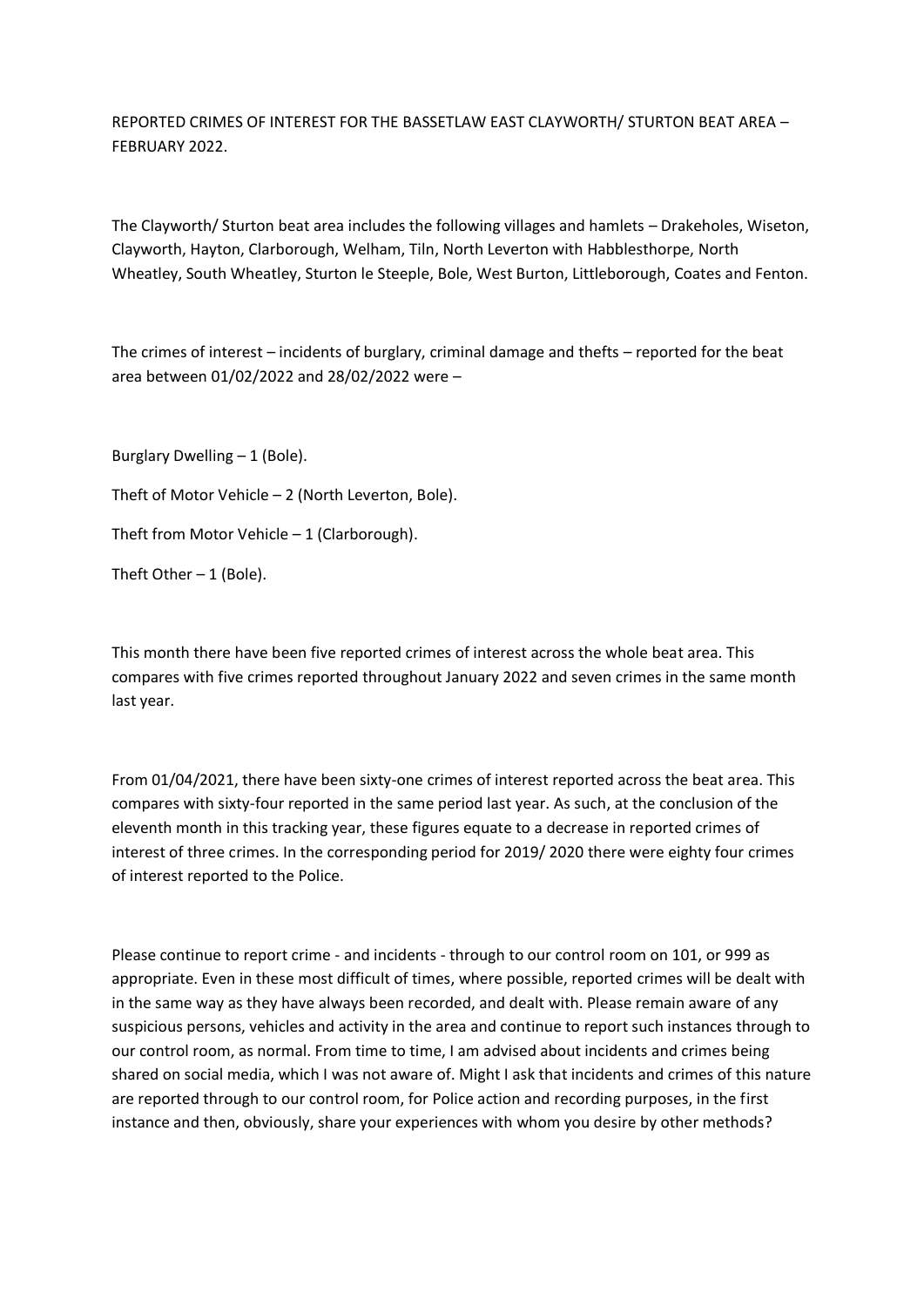# REPORTED CRIMES OF INTEREST FOR THE BASSETLAW EAST CLAYWORTH/ STURTON BEAT AREA – FEBRUARY 2022.

The Clayworth/ Sturton beat area includes the following villages and hamlets – Drakeholes, Wiseton, Clayworth, Hayton, Clarborough, Welham, Tiln, North Leverton with Habblesthorpe, North Wheatley, South Wheatley, Sturton le Steeple, Bole, West Burton, Littleborough, Coates and Fenton.

The crimes of interest – incidents of burglary, criminal damage and thefts – reported for the beat area between 01/02/2022 and 28/02/2022 were –

Burglary Dwelling – 1 (Bole).

Theft of Motor Vehicle – 2 (North Leverton, Bole).

Theft from Motor Vehicle – 1 (Clarborough).

Theft Other – 1 (Bole).

This month there have been five reported crimes of interest across the whole beat area. This compares with five crimes reported throughout January 2022 and seven crimes in the same month last year.

From 01/04/2021, there have been sixty-one crimes of interest reported across the beat area. This compares with sixty-four reported in the same period last year. As such, at the conclusion of the eleventh month in this tracking year, these figures equate to a decrease in reported crimes of interest of three crimes. In the corresponding period for 2019/ 2020 there were eighty four crimes of interest reported to the Police.

Please continue to report crime - and incidents - through to our control room on 101, or 999 as appropriate. Even in these most difficult of times, where possible, reported crimes will be dealt with in the same way as they have always been recorded, and dealt with. Please remain aware of any suspicious persons, vehicles and activity in the area and continue to report such instances through to our control room, as normal. From time to time, I am advised about incidents and crimes being shared on social media, which I was not aware of. Might I ask that incidents and crimes of this nature are reported through to our control room, for Police action and recording purposes, in the first instance and then, obviously, share your experiences with whom you desire by other methods?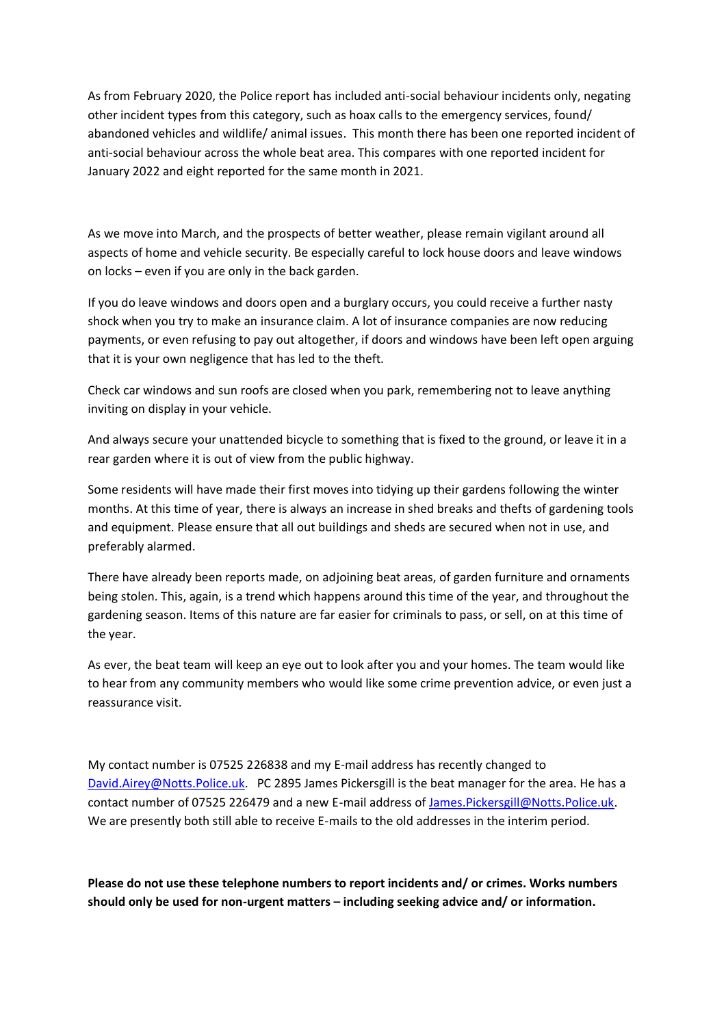As from February 2020, the Police report has included anti-social behaviour incidents only, negating other incident types from this category, such as hoax calls to the emergency services, found/ abandoned vehicles and wildlife/ animal issues. This month there has been one reported incident of anti-social behaviour across the whole beat area. This compares with one reported incident for January 2022 and eight reported for the same month in 2021.

As we move into March, and the prospects of better weather, please remain vigilant around all aspects of home and vehicle security. Be especially careful to lock house doors and leave windows on locks – even if you are only in the back garden.

If you do leave windows and doors open and a burglary occurs, you could receive a further nasty shock when you try to make an insurance claim. A lot of insurance companies are now reducing payments, or even refusing to pay out altogether, if doors and windows have been left open arguing that it is your own negligence that has led to the theft.

Check car windows and sun roofs are closed when you park, remembering not to leave anything inviting on display in your vehicle.

And always secure your unattended bicycle to something that is fixed to the ground, or leave it in a rear garden where it is out of view from the public highway.

Some residents will have made their first moves into tidying up their gardens following the winter months. At this time of year, there is always an increase in shed breaks and thefts of gardening tools and equipment. Please ensure that all out buildings and sheds are secured when not in use, and preferably alarmed.

There have already been reports made, on adjoining beat areas, of garden furniture and ornaments being stolen. This, again, is a trend which happens around this time of the year, and throughout the gardening season. Items of this nature are far easier for criminals to pass, or sell, on at this time of the year.

As ever, the beat team will keep an eye out to look after you and your homes. The team would like to hear from any community members who would like some crime prevention advice, or even just a reassurance visit.

My contact number is 07525 226838 and my E-mail address has recently changed to [David.Airey@Notts.Police.uk](mailto:David.Airey@Notts.Police.uk). PC 2895 James Pickersgill is the beat manager for the area. He has a contact number of 07525 226479 and a new E-mail address of [James.Pickersgill@Notts.Police.uk](mailto:James.Pickersgill@Notts.Police.uk). We are presently both still able to receive E-mails to the old addresses in the interim period.

**Please do not use these telephone numbers to report incidents and/ or crimes. Works numbers should only be used for non-urgent matters – including seeking advice and/ or information.**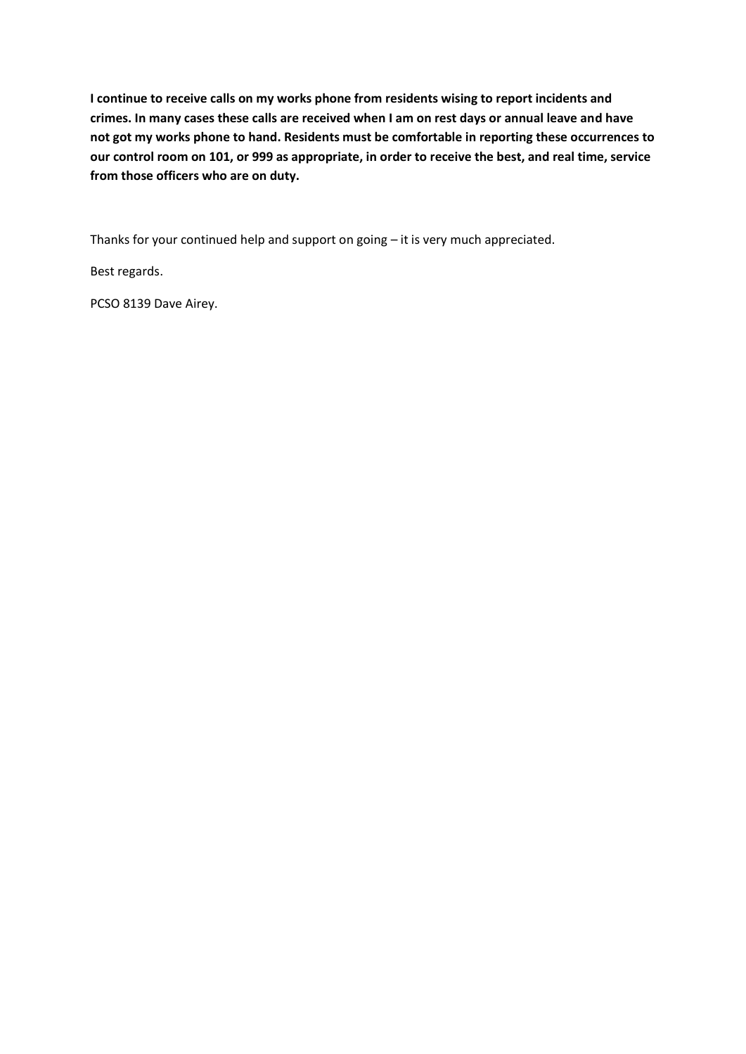**I continue to receive calls on my works phone from residents wising to report incidents and crimes. In many cases these calls are received when I am on rest days or annual leave and have not got my works phone to hand. Residents must be comfortable in reporting these occurrences to our control room on 101, or 999 as appropriate, in order to receive the best, and real time, service from those officers who are on duty.**

Thanks for your continued help and support on going – it is very much appreciated.

Best regards.

PCSO 8139 Dave Airey.